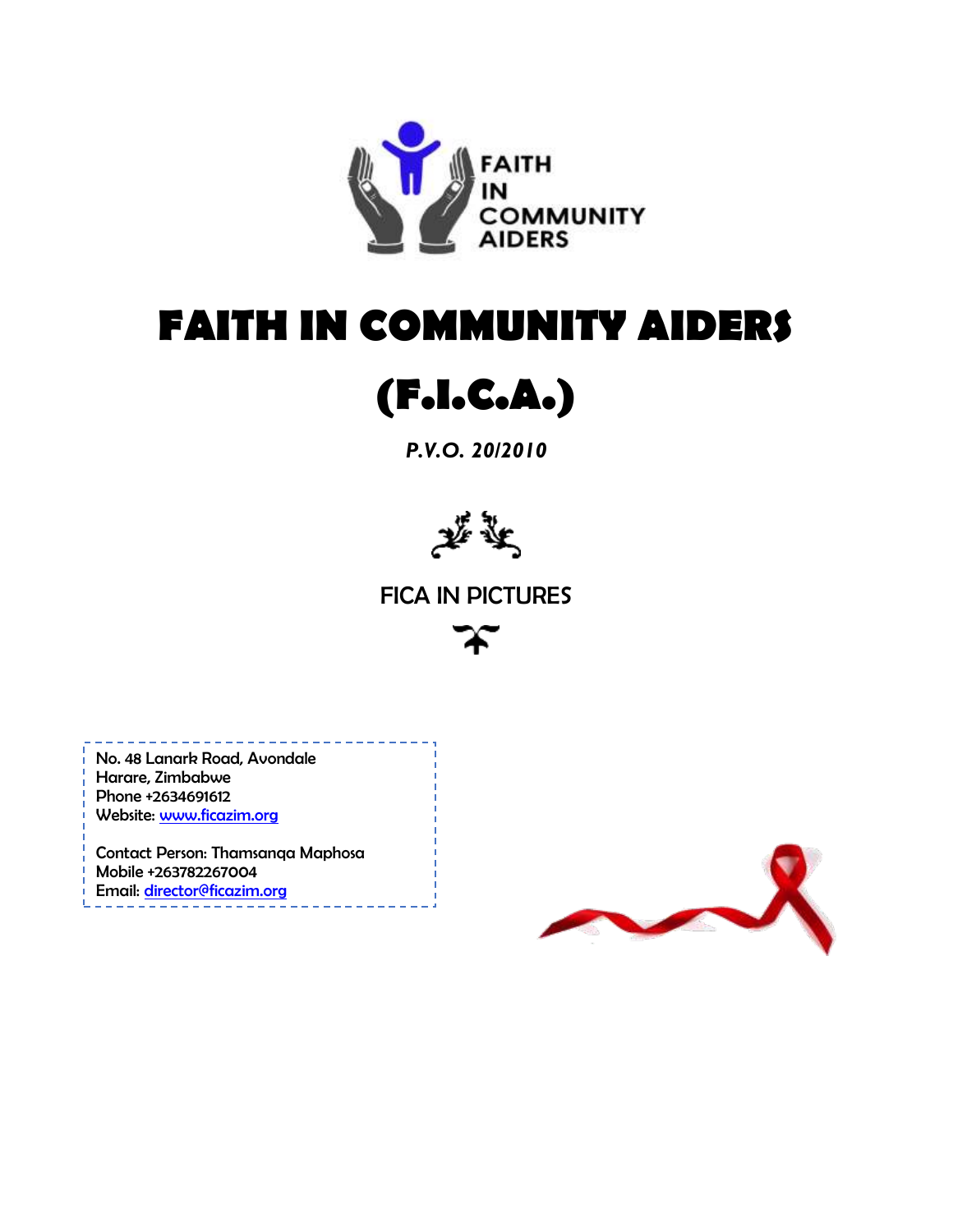# FAITH IN COMMUNITY AIDERS

# (F.I.C.A.)

***P.V.O. 20/2010***

FICA IN PICTURES

No. 48 Lanark Road, Avondale
Harare, Zimbabwe
Phone +2634691612
Website: www.ficazim.org

Contact Person: Thamsanqa Maphosa
Mobile +263782267004
Email: director@ficazim.org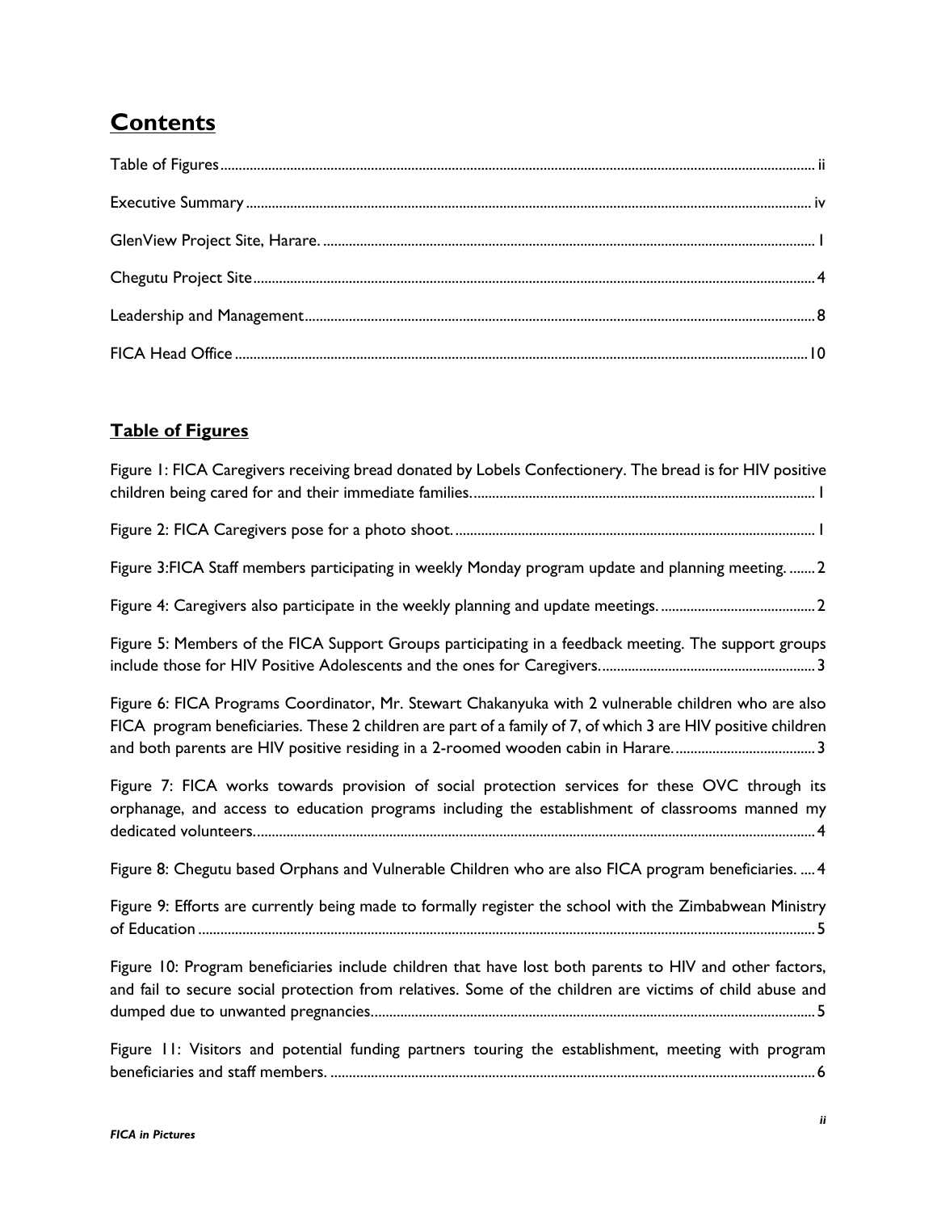# Contents

Table of Figures ........ ii

Executive Summary ........ iv

GlenView Project Site, Harare. ........ 1

Chegutu Project Site ........ 4

Leadership and Management ........ 8

FICA Head Office ........ 10

## Table of Figures

Figure 1: FICA Caregivers receiving bread donated by Lobels Confectionery. The bread is for HIV positive children being cared for and their immediate families. ........ 1

Figure 2: FICA Caregivers pose for a photo shoot. ........ 1

Figure 3:FICA Staff members participating in weekly Monday program update and planning meeting. ........ 2

Figure 4: Caregivers also participate in the weekly planning and update meetings. ........ 2

Figure 5: Members of the FICA Support Groups participating in a feedback meeting. The support groups include those for HIV Positive Adolescents and the ones for Caregivers. ........ 3

Figure 6: FICA Programs Coordinator, Mr. Stewart Chakanyuka with 2 vulnerable children who are also FICA program beneficiaries. These 2 children are part of a family of 7, of which 3 are HIV positive children and both parents are HIV positive residing in a 2-roomed wooden cabin in Harare. ........ 3

Figure 7: FICA works towards provision of social protection services for these OVC through its orphanage, and access to education programs including the establishment of classrooms manned my dedicated volunteers. ........ 4

Figure 8: Chegutu based Orphans and Vulnerable Children who are also FICA program beneficiaries. ........ 4

Figure 9: Efforts are currently being made to formally register the school with the Zimbabwean Ministry of Education ........ 5

Figure 10: Program beneficiaries include children that have lost both parents to HIV and other factors, and fail to secure social protection from relatives. Some of the children are victims of child abuse and dumped due to unwanted pregnancies. ........ 5

Figure 11: Visitors and potential funding partners touring the establishment, meeting with program beneficiaries and staff members. ........ 6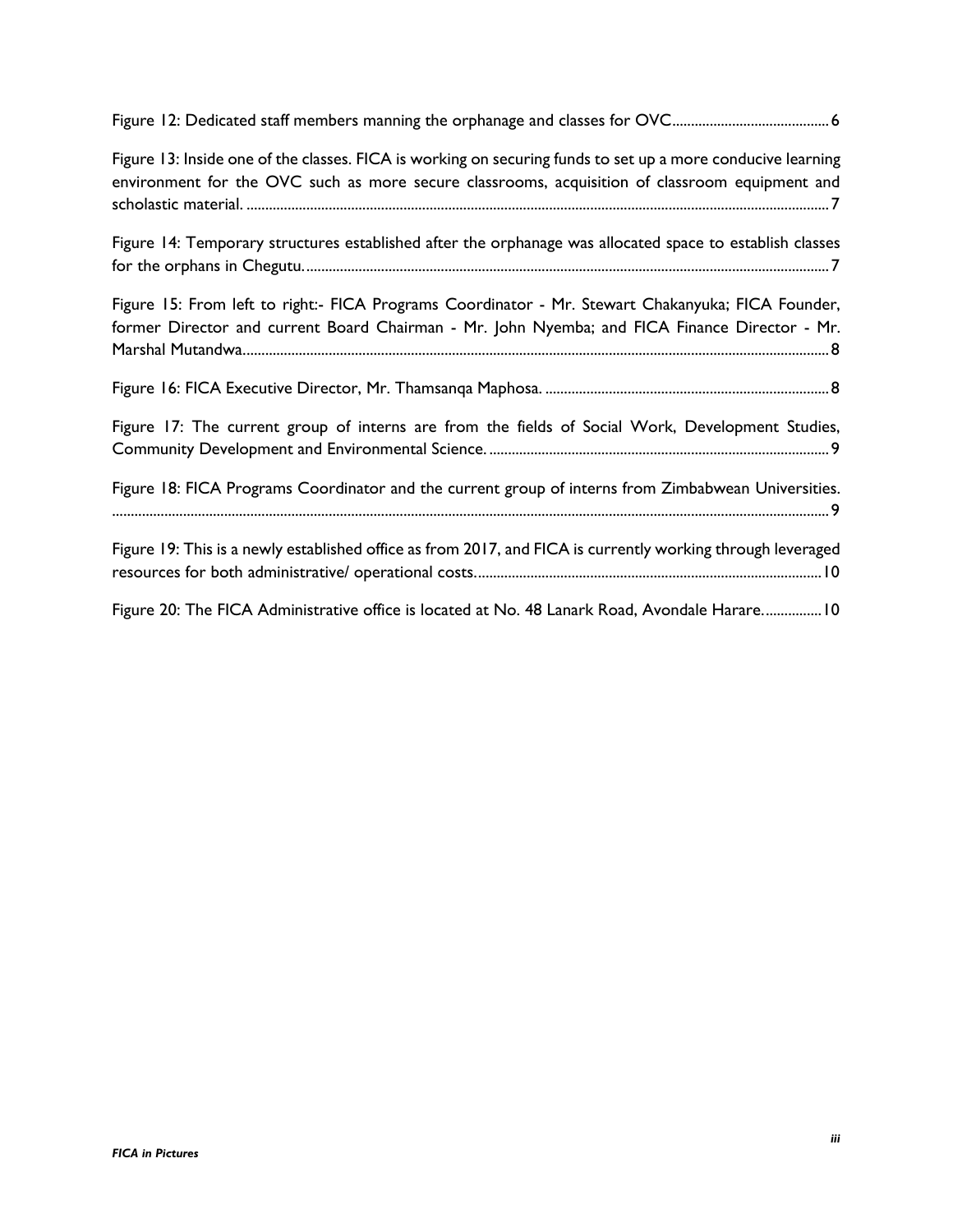Figure 12: Dedicated staff members manning the orphanage and classes for OVC.......................................... 6

Figure 13: Inside one of the classes. FICA is working on securing funds to set up a more conducive learning environment for the OVC such as more secure classrooms, acquisition of classroom equipment and scholastic material. ........................................................................................................................................... 7

Figure 14: Temporary structures established after the orphanage was allocated space to establish classes for the orphans in Chegutu. .......................................................................................................................................... 7

Figure 15: From left to right:- FICA Programs Coordinator - Mr. Stewart Chakanyuka; FICA Founder, former Director and current Board Chairman - Mr. John Nyemba; and FICA Finance Director - Mr. Marshal Mutandwa. .......................................................................................................................................... 8

Figure 16: FICA Executive Director, Mr. Thamsanqa Maphosa. ........................................................................... 8

Figure 17: The current group of interns are from the fields of Social Work, Development Studies, Community Development and Environmental Science. ......................................................................................... 9

Figure 18: FICA Programs Coordinator and the current group of interns from Zimbabwean Universities. .......................................................................................................................................................................... 9

Figure 19: This is a newly established office as from 2017, and FICA is currently working through leveraged resources for both administrative/ operational costs. .......................................................................................... 10

Figure 20: The FICA Administrative office is located at No. 48 Lanark Road, Avondale Harare. ............... 10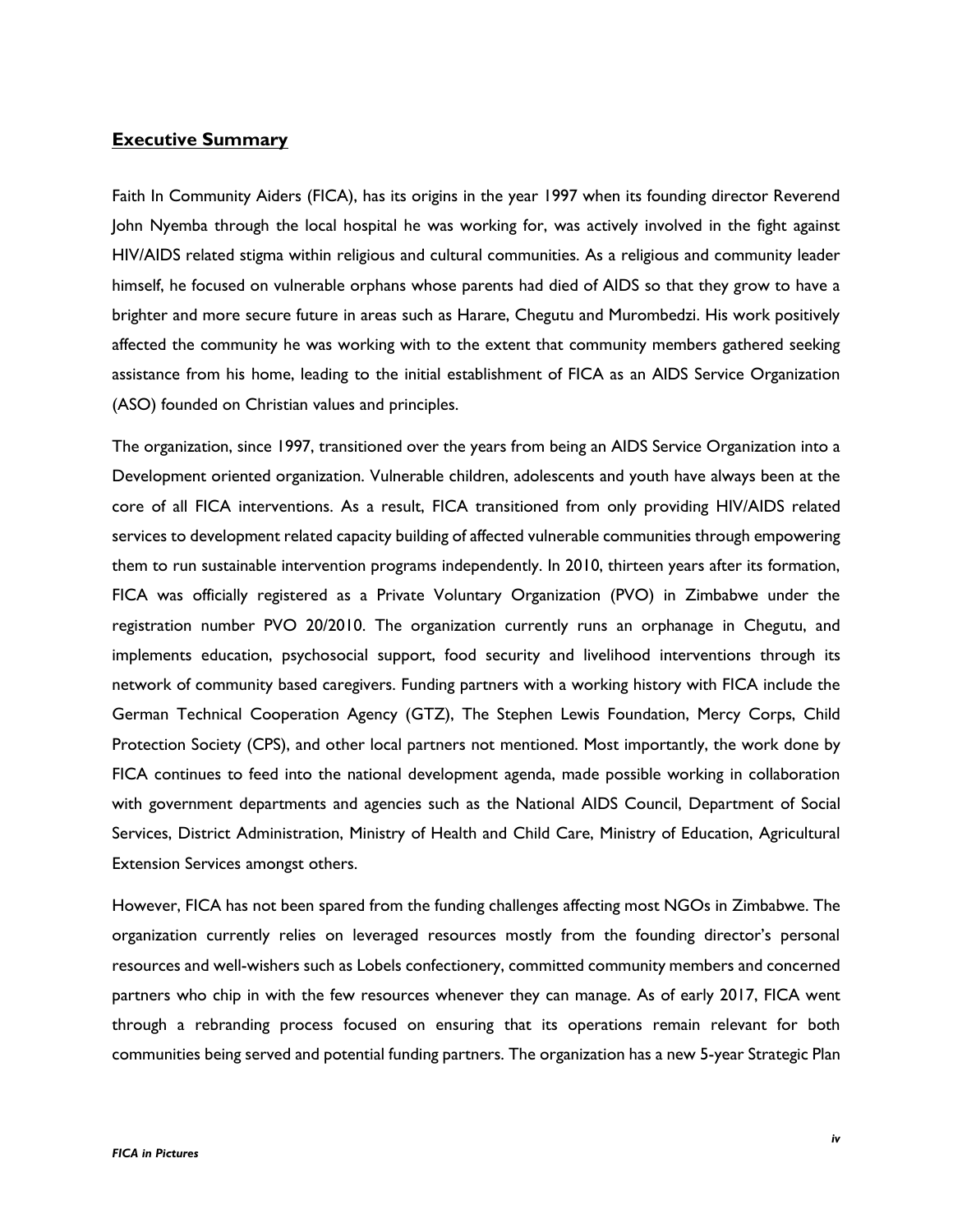## Executive Summary

Faith In Community Aiders (FICA), has its origins in the year 1997 when its founding director Reverend John Nyemba through the local hospital he was working for, was actively involved in the fight against HIV/AIDS related stigma within religious and cultural communities. As a religious and community leader himself, he focused on vulnerable orphans whose parents had died of AIDS so that they grow to have a brighter and more secure future in areas such as Harare, Chegutu and Murombedzi. His work positively affected the community he was working with to the extent that community members gathered seeking assistance from his home, leading to the initial establishment of FICA as an AIDS Service Organization (ASO) founded on Christian values and principles.

The organization, since 1997, transitioned over the years from being an AIDS Service Organization into a Development oriented organization. Vulnerable children, adolescents and youth have always been at the core of all FICA interventions. As a result, FICA transitioned from only providing HIV/AIDS related services to development related capacity building of affected vulnerable communities through empowering them to run sustainable intervention programs independently. In 2010, thirteen years after its formation, FICA was officially registered as a Private Voluntary Organization (PVO) in Zimbabwe under the registration number PVO 20/2010. The organization currently runs an orphanage in Chegutu, and implements education, psychosocial support, food security and livelihood interventions through its network of community based caregivers. Funding partners with a working history with FICA include the German Technical Cooperation Agency (GTZ), The Stephen Lewis Foundation, Mercy Corps, Child Protection Society (CPS), and other local partners not mentioned. Most importantly, the work done by FICA continues to feed into the national development agenda, made possible working in collaboration with government departments and agencies such as the National AIDS Council, Department of Social Services, District Administration, Ministry of Health and Child Care, Ministry of Education, Agricultural Extension Services amongst others.

However, FICA has not been spared from the funding challenges affecting most NGOs in Zimbabwe. The organization currently relies on leveraged resources mostly from the founding director's personal resources and well-wishers such as Lobels confectionery, committed community members and concerned partners who chip in with the few resources whenever they can manage. As of early 2017, FICA went through a rebranding process focused on ensuring that its operations remain relevant for both communities being served and potential funding partners. The organization has a new 5-year Strategic Plan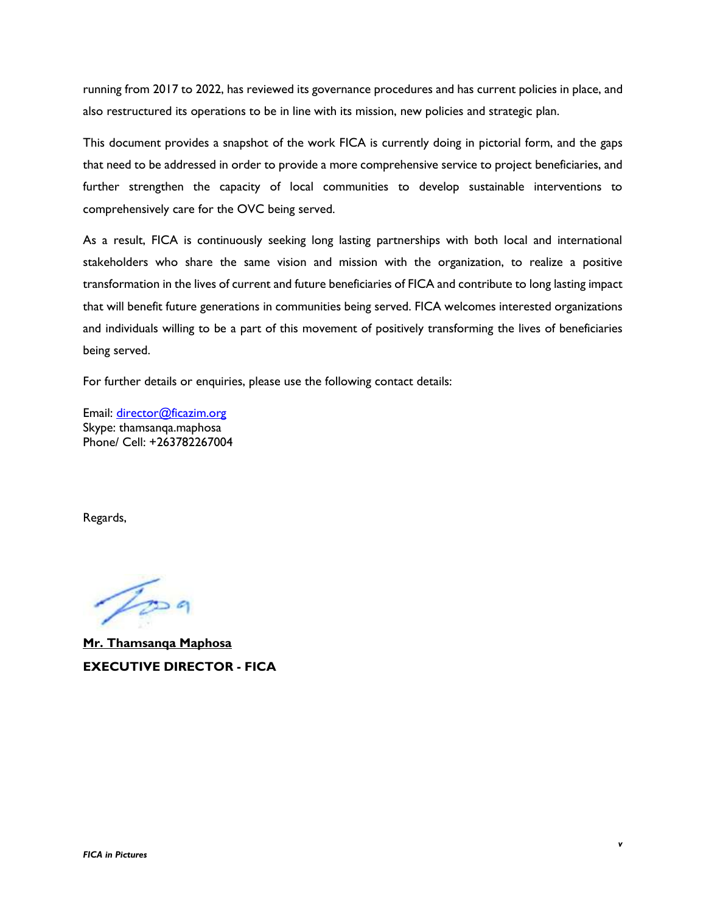running from 2017 to 2022, has reviewed its governance procedures and has current policies in place, and also restructured its operations to be in line with its mission, new policies and strategic plan.

This document provides a snapshot of the work FICA is currently doing in pictorial form, and the gaps that need to be addressed in order to provide a more comprehensive service to project beneficiaries, and further strengthen the capacity of local communities to develop sustainable interventions to comprehensively care for the OVC being served.

As a result, FICA is continuously seeking long lasting partnerships with both local and international stakeholders who share the same vision and mission with the organization, to realize a positive transformation in the lives of current and future beneficiaries of FICA and contribute to long lasting impact that will benefit future generations in communities being served. FICA welcomes interested organizations and individuals willing to be a part of this movement of positively transforming the lives of beneficiaries being served.

For further details or enquiries, please use the following contact details:

Email: director@ficazim.org
Skype: thamsanqa.maphosa
Phone/ Cell: +263782267004

Regards,

**Mr. Thamsanqa Maphosa**
**EXECUTIVE DIRECTOR - FICA**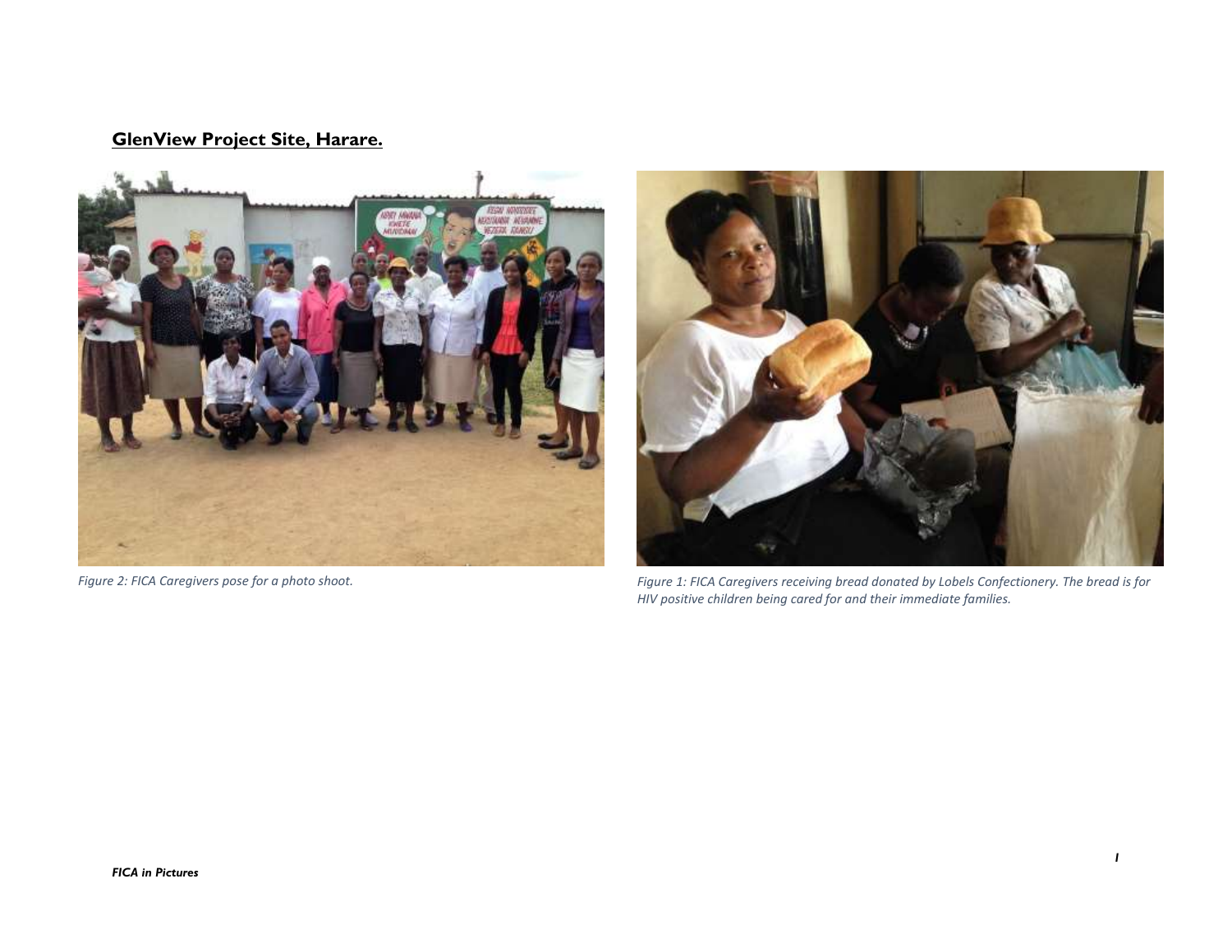## GlenView Project Site, Harare.

*Figure 2: FICA Caregivers pose for a photo shoot.*

*Figure 1: FICA Caregivers receiving bread donated by Lobels Confectionery. The bread is for HIV positive children being cared for and their immediate families.*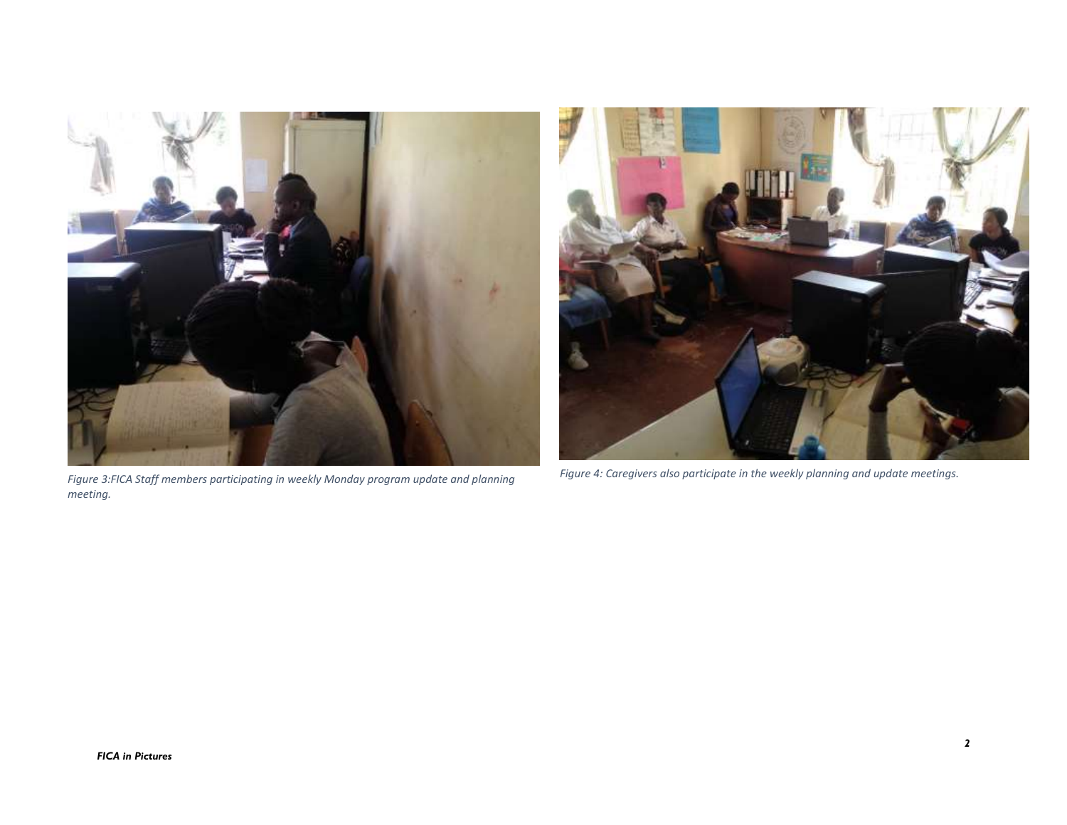*Figure 3:FICA Staff members participating in weekly Monday program update and planning meeting.*

*Figure 4: Caregivers also participate in the weekly planning and update meetings.*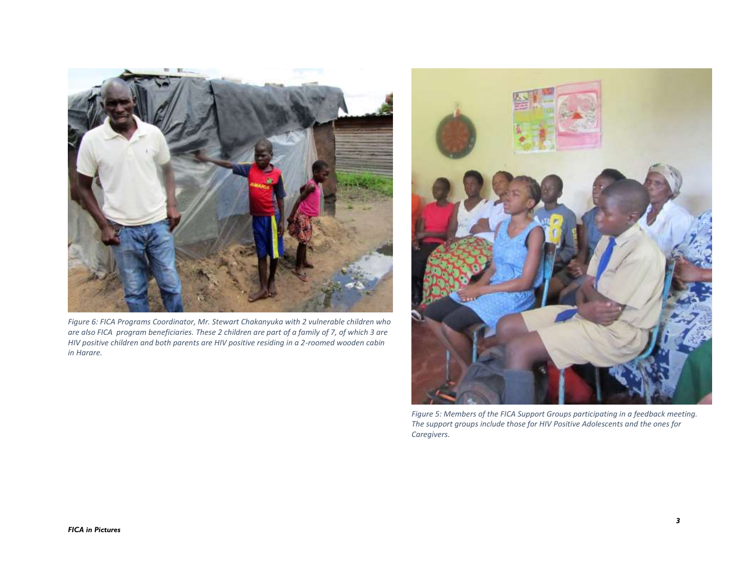*Figure 6: FICA Programs Coordinator, Mr. Stewart Chakanyuka with 2 vulnerable children who are also FICA program beneficiaries. These 2 children are part of a family of 7, of which 3 are HIV positive children and both parents are HIV positive residing in a 2-roomed wooden cabin in Harare.*

*Figure 5: Members of the FICA Support Groups participating in a feedback meeting. The support groups include those for HIV Positive Adolescents and the ones for Caregivers.*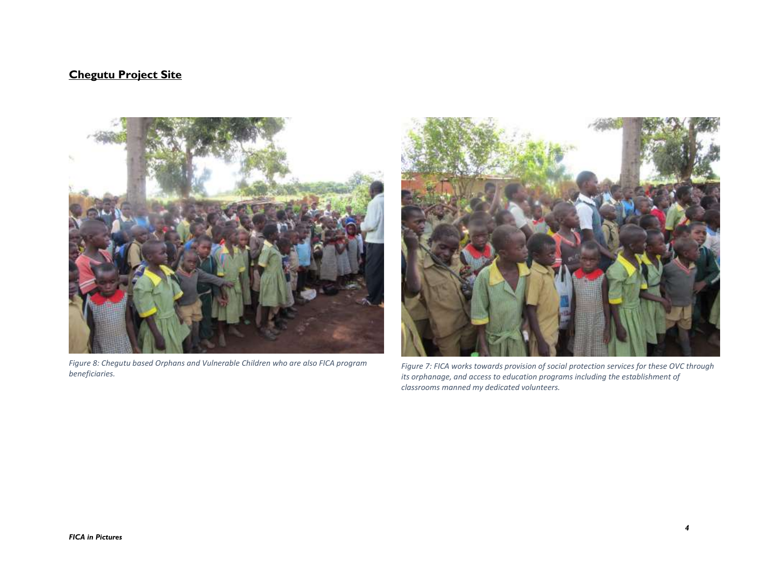## Chegutu Project Site

*Figure 8: Chegutu based Orphans and Vulnerable Children who are also FICA program beneficiaries.*

*Figure 7: FICA works towards provision of social protection services for these OVC through its orphanage, and access to education programs including the establishment of classrooms manned my dedicated volunteers.*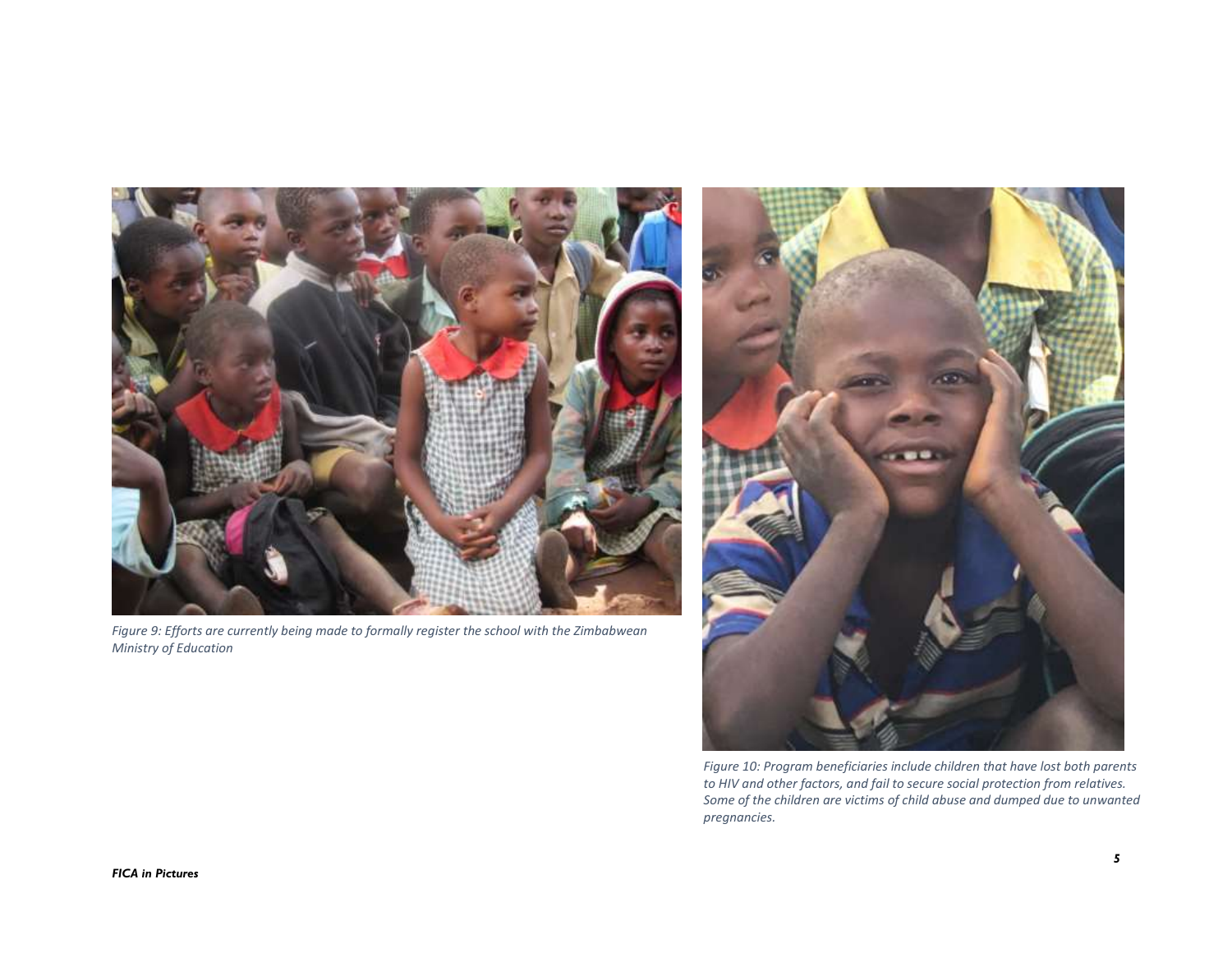*Figure 9: Efforts are currently being made to formally register the school with the Zimbabwean Ministry of Education*

*Figure 10: Program beneficiaries include children that have lost both parents to HIV and other factors, and fail to secure social protection from relatives. Some of the children are victims of child abuse and dumped due to unwanted pregnancies.*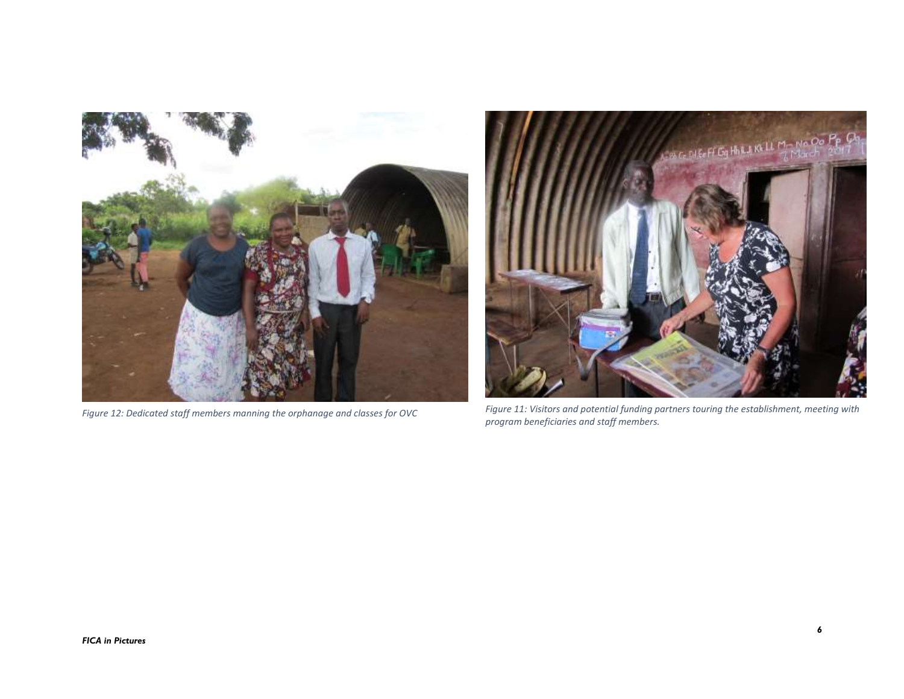Figure 12: Dedicated staff members manning the orphanage and classes for OVC

Figure 11: Visitors and potential funding partners touring the establishment, meeting with program beneficiaries and staff members.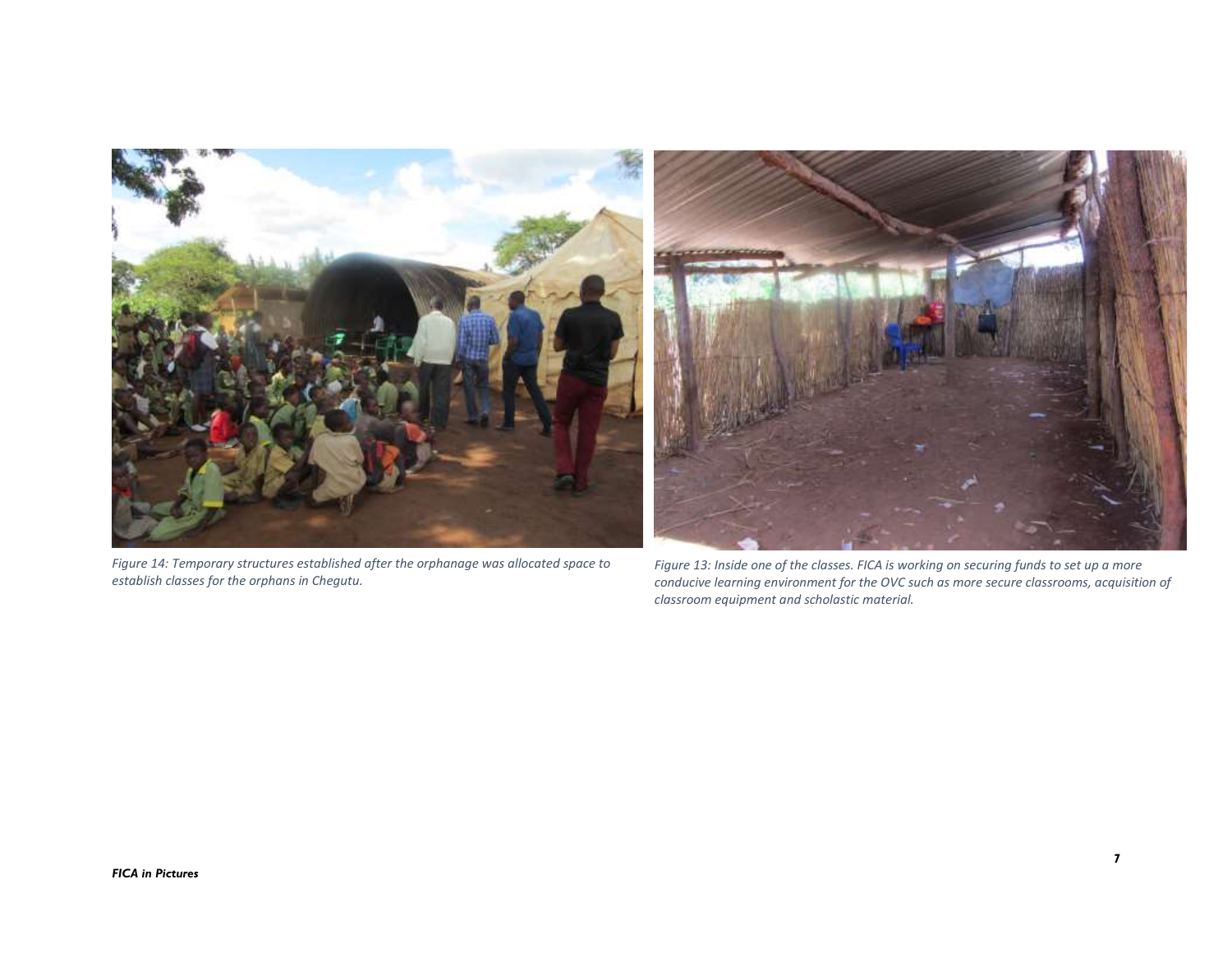*Figure 14: Temporary structures established after the orphanage was allocated space to establish classes for the orphans in Chegutu.*

*Figure 13: Inside one of the classes. FICA is working on securing funds to set up a more conducive learning environment for the OVC such as more secure classrooms, acquisition of classroom equipment and scholastic material.*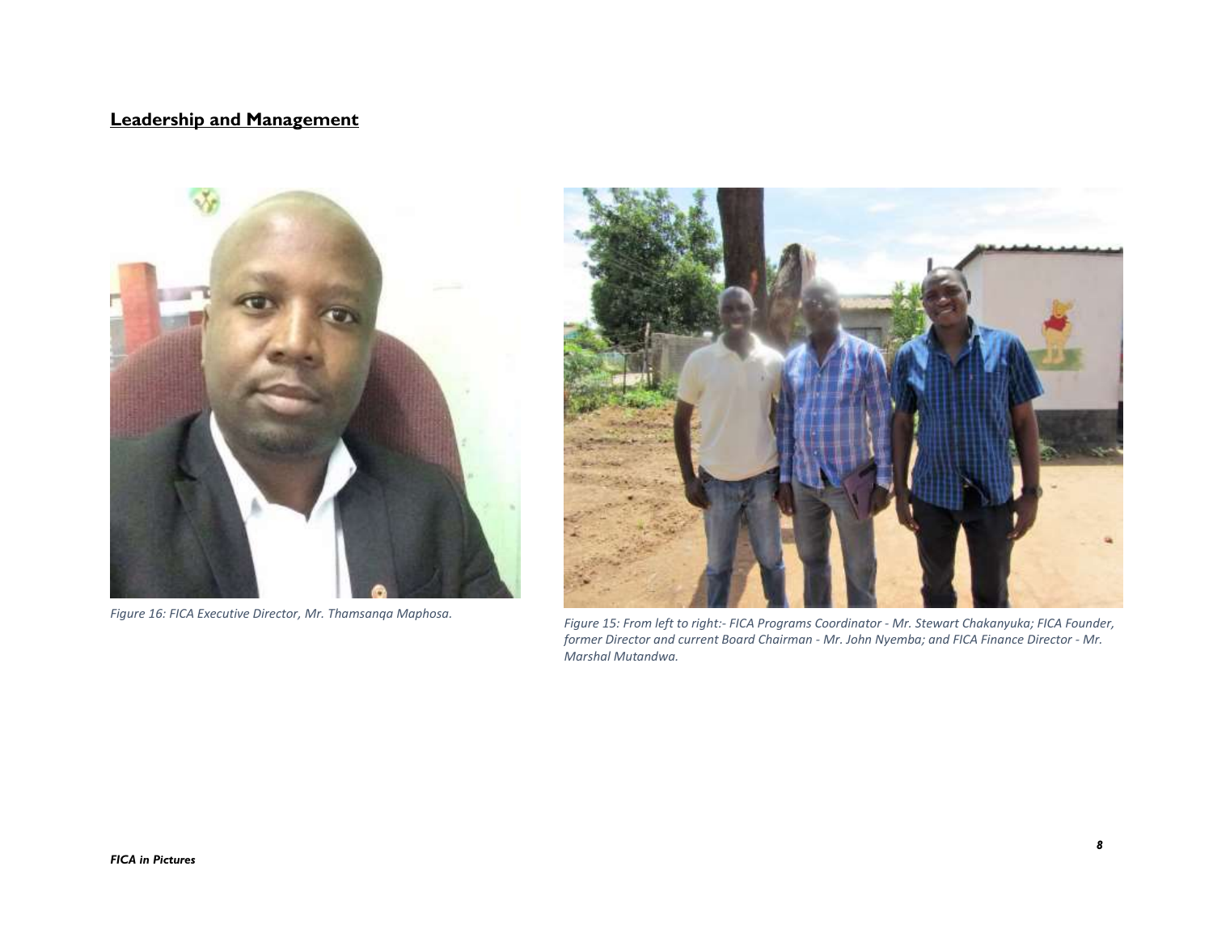## Leadership and Management

*Figure 16: FICA Executive Director, Mr. Thamsanqa Maphosa.*

*Figure 15: From left to right:- FICA Programs Coordinator - Mr. Stewart Chakanyuka; FICA Founder, former Director and current Board Chairman - Mr. John Nyemba; and FICA Finance Director - Mr. Marshal Mutandwa.*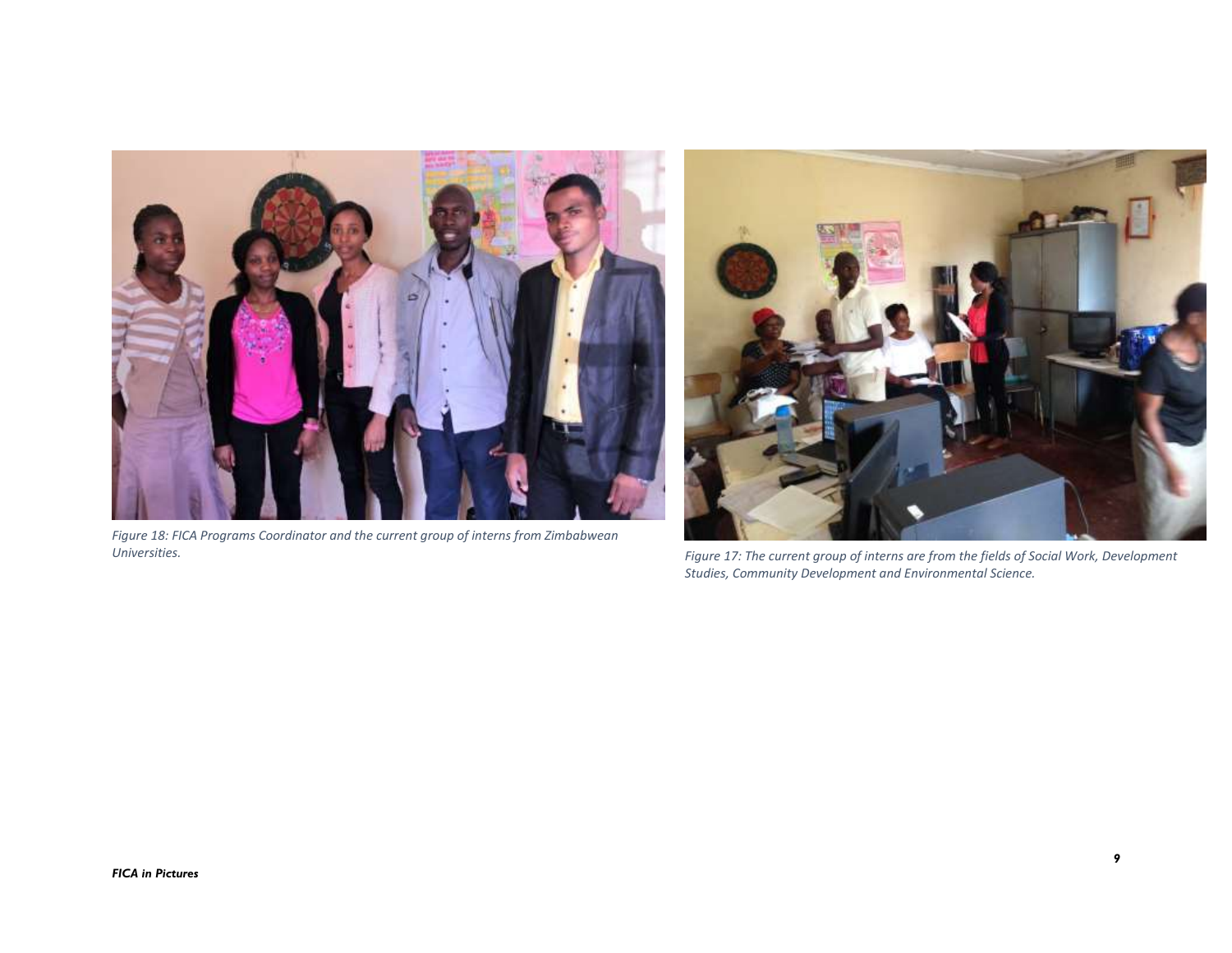*Figure 18: FICA Programs Coordinator and the current group of interns from Zimbabwean Universities.*

*Figure 17: The current group of interns are from the fields of Social Work, Development Studies, Community Development and Environmental Science.*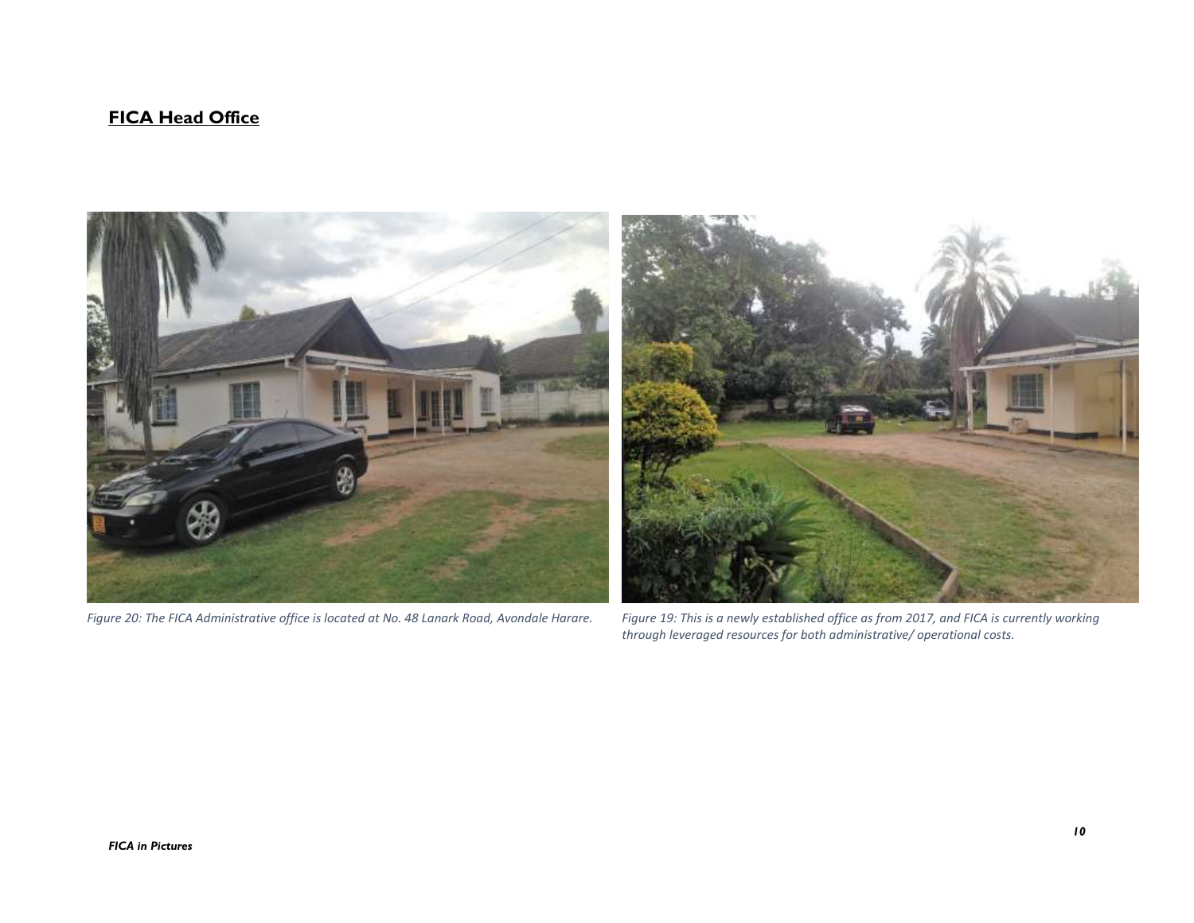## **FICA Head Office**

*Figure 20: The FICA Administrative office is located at No. 48 Lanark Road, Avondale Harare.*

*Figure 19: This is a newly established office as from 2017, and FICA is currently working through leveraged resources for both administrative/ operational costs.*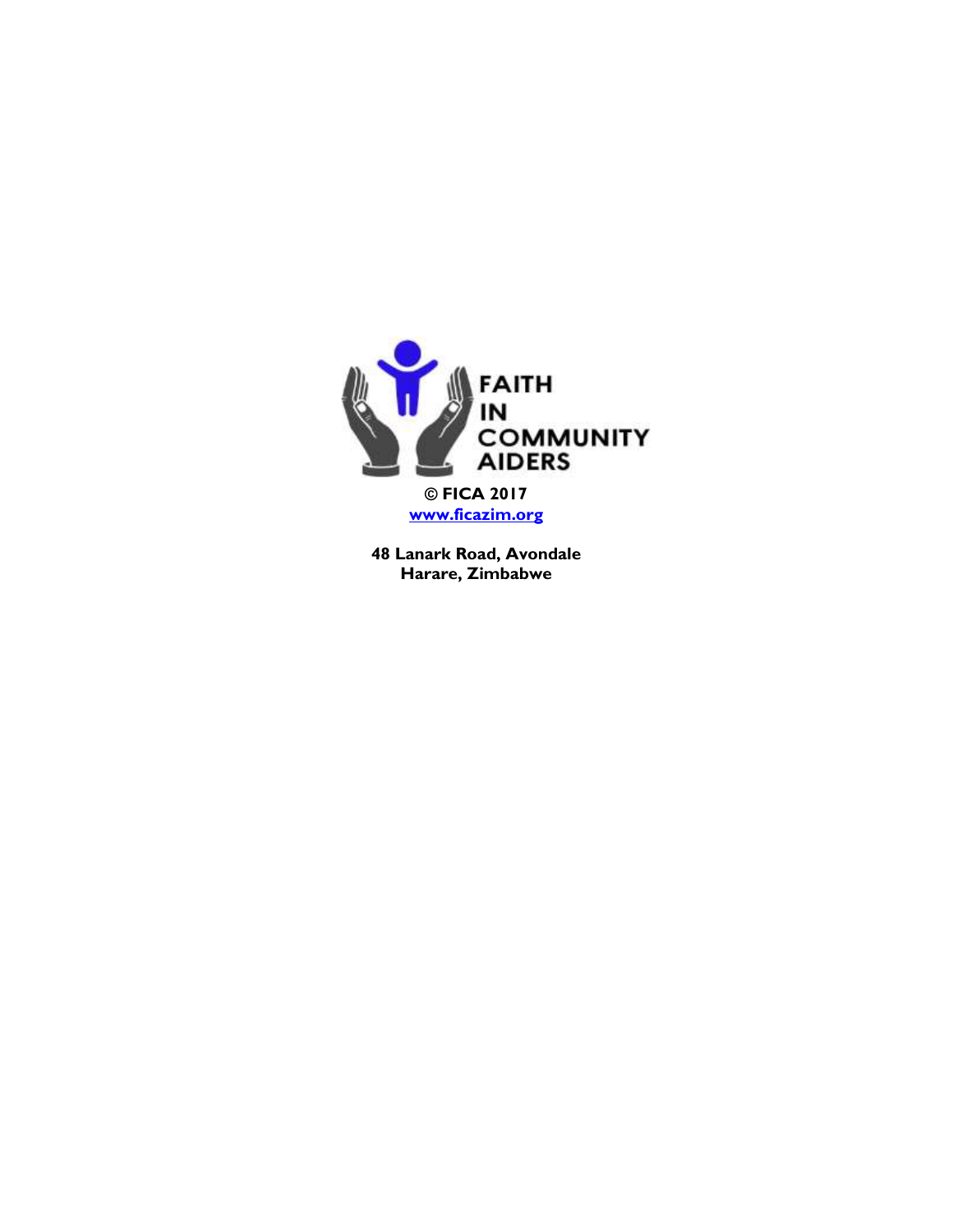FAITH IN COMMUNITY AIDERS

**© FICA 2017**
**[www.ficazim.org](http://www.ficazim.org)**

**48 Lanark Road, Avondale**
**Harare, Zimbabwe**